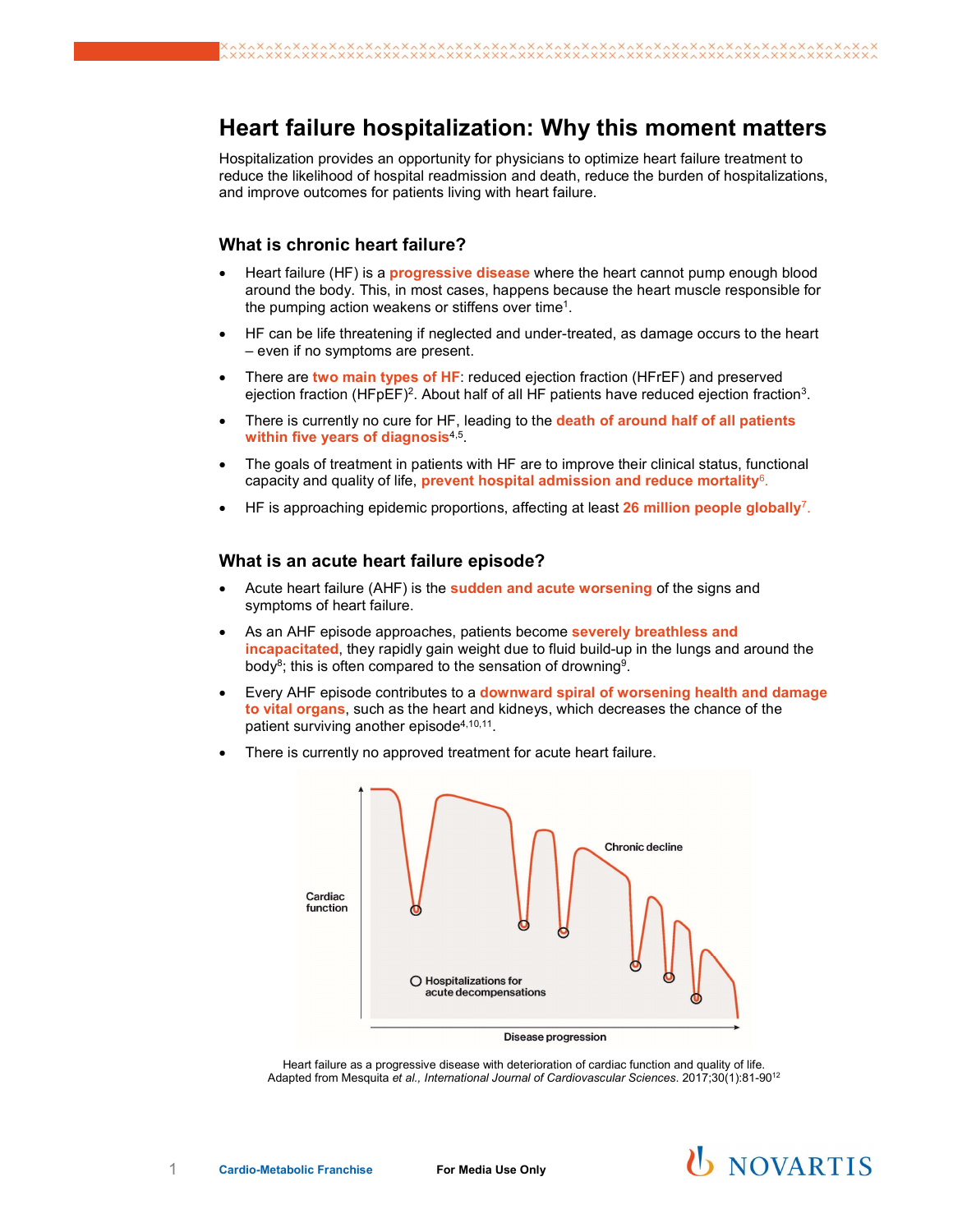# Heart failure hospitalization: Why this moment matters

Hospitalization provides an opportunity for physicians to optimize heart failure treatment to reduce the likelihood of hospital readmission and death, reduce the burden of hospitalizations, and improve outcomes for patients living with heart failure.

## What is chronic heart failure?

- Heart failure (HF) is a **progressive disease** where the heart cannot pump enough blood around the body. This, in most cases, happens because the heart muscle responsible for the pumping action weakens or stiffens over time[1].
- HF can be life threatening if neglected and under-treated, as damage occurs to the heart – even if no symptoms are present.
- There are **two main types of HF**: reduced ejection fraction (HFrEF) and preserved ejection fraction (HFpEF)[2]. About half of all HF patients have reduced ejection fraction[3].
- There is currently no cure for HF, leading to the **death of around half of all patients within five years of diagnosis**[4,5].
- The goals of treatment in patients with HF are to improve their clinical status, functional capacity and quality of life, **prevent hospital admission and reduce mortality**[6].
- HF is approaching epidemic proportions, affecting at least **26 million people globally**[7].

## What is an acute heart failure episode?

- Acute heart failure (AHF) is the **sudden and acute worsening** of the signs and symptoms of heart failure.
- As an AHF episode approaches, patients become **severely breathless and incapacitated**, they rapidly gain weight due to fluid build-up in the lungs and around the body[8]; this is often compared to the sensation of drowning[9].
- Every AHF episode contributes to a **downward spiral of worsening health and damage to vital organs**, such as the heart and kidneys, which decreases the chance of the patient surviving another episode[4,10,11].
- There is currently no approved treatment for acute heart failure.

Cardiac function

Chronic decline

Hospitalizations for acute decompensations

Disease progression

Heart failure as a progressive disease with deterioration of cardiac function and quality of life.
Adapted from Mesquita *et al., International Journal of Cardiovascular Sciences*. 2017;30(1):81-90[12]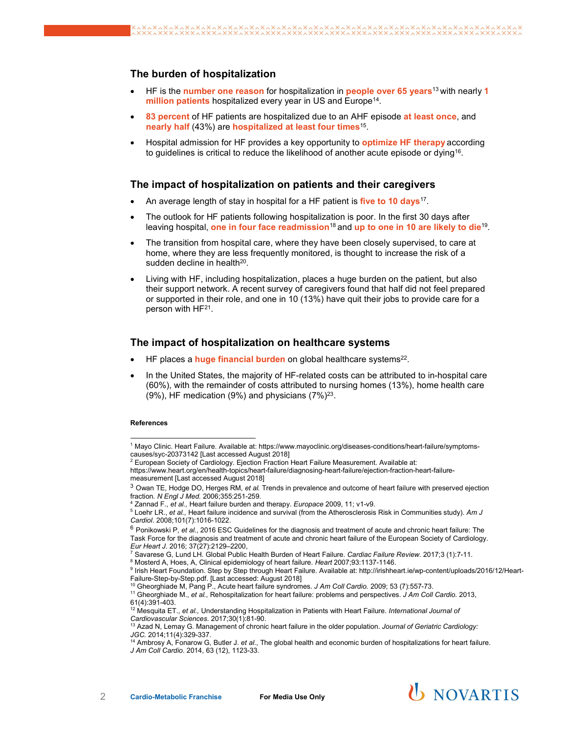## The burden of hospitalization

- HF is the **number one reason** for hospitalization in **people over 65 years**[13] with nearly **1 million patients** hospitalized every year in US and Europe[14].
- **83 percent** of HF patients are hospitalized due to an AHF episode **at least once**, and **nearly half** (43%) are **hospitalized at least four times**[15].
- Hospital admission for HF provides a key opportunity to **optimize HF therapy** according to guidelines is critical to reduce the likelihood of another acute episode or dying[16].

## The impact of hospitalization on patients and their caregivers

- An average length of stay in hospital for a HF patient is **five to 10 days**[17].
- The outlook for HF patients following hospitalization is poor. In the first 30 days after leaving hospital, **one in four face readmission**[18] and **up to one in 10 are likely to die**[19].
- The transition from hospital care, where they have been closely supervised, to care at home, where they are less frequently monitored, is thought to increase the risk of a sudden decline in health[20].
- Living with HF, including hospitalization, places a huge burden on the patient, but also their support network. A recent survey of caregivers found that half did not feel prepared or supported in their role, and one in 10 (13%) have quit their jobs to provide care for a person with HF[21].

## The impact of hospitalization on healthcare systems

- HF places a **huge financial burden** on global healthcare systems[22].
- In the United States, the majority of HF-related costs can be attributed to in-hospital care (60%), with the remainder of costs attributed to nursing homes (13%), home health care (9%), HF medication (9%) and physicians (7%)[23].

**References**

[1] Mayo Clinic. Heart Failure. Available at: https://www.mayoclinic.org/diseases-conditions/heart-failure/symptoms-causes/syc-20373142 [Last accessed August 2018]

[2] European Society of Cardiology. Ejection Fraction Heart Failure Measurement. Available at: https://www.heart.org/en/health-topics/heart-failure/diagnosing-heart-failure/ejection-fraction-heart-failure-measurement [Last accessed August 2018]

[3] Owan TE, Hodge DO, Herges RM, *et al.* Trends in prevalence and outcome of heart failure with preserved ejection fraction. *N Engl J Med.* 2006;355:251-259.

[4] Zannad F., *et al.*, Heart failure burden and therapy. *Europace* 2009, 11; v1-v9.

[5] Loehr LR., *et al.,* Heart failure incidence and survival (from the Atherosclerosis Risk in Communities study). *Am J Cardiol*. 2008;101(7):1016-1022.

[6] Ponikowski P, *et al.*, 2016 ESC Guidelines for the diagnosis and treatment of acute and chronic heart failure: The Task Force for the diagnosis and treatment of acute and chronic heart failure of the European Society of Cardiology. *Eur Heart J*. 2016; 37(27):2129–2200,

[7] Savarese G, Lund LH. Global Public Health Burden of Heart Failure. *Cardiac Failure Review*. 2017;3 (1):7-11.

[8] Mosterd A, Hoes, A, Clinical epidemiology of heart failure. *Heart* 2007;93:1137-1146.

[9] Irish Heart Foundation. Step by Step through Heart Failure. Available at: http://irishheart.ie/wp-content/uploads/2016/12/Heart-Failure-Step-by-Step.pdf. [Last accessed: August 2018]

[10] Gheorghiade M, Pang P., Acute heart failure syndromes. *J Am Coll Cardio.* 2009; 53 (7):557-73.

[11] Gheorghiade M., *et al.,* Rehospitalization for heart failure: problems and perspectives. *J Am Coll Cardio.* 2013, 61(4):391-403.

[12] Mesquita ET., *et al.,* Understanding Hospitalization in Patients with Heart Failure. *International Journal of Cardiovascular Sciences.* 2017;30(1):81-90.

[13] Azad N, Lemay G. Management of chronic heart failure in the older population. *Journal of Geriatric Cardiology: JGC.* 2014;11(4):329-337.

[14] Ambrosy A, Fonarow G, Butler J. *et al.*, The global health and economic burden of hospitalizations for heart failure. *J Am Coll Cardio*. 2014, 63 (12), 1123-33.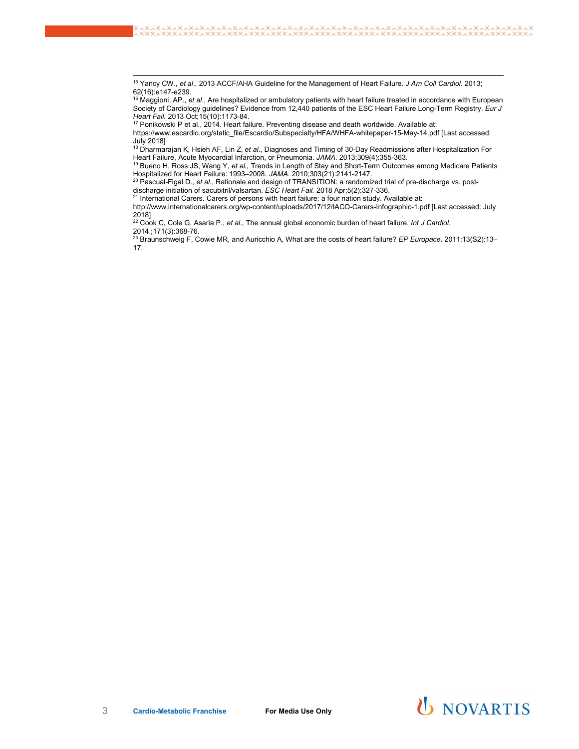[15] Yancy CW., *et al*., 2013 ACCF/AHA Guideline for the Management of Heart Failure. *J Am Coll Cardiol*. 2013; 62(16):e147-e239.

[16] Maggioni, AP., *et al*., Are hospitalized or ambulatory patients with heart failure treated in accordance with European Society of Cardiology guidelines? Evidence from 12,440 patients of the ESC Heart Failure Long-Term Registry. *Eur J Heart Fail.* 2013 Oct;15(10):1173-84.

[17] Ponikowski P et al., 2014. Heart failure. Preventing disease and death worldwide. Available at: https://www.escardio.org/static_file/Escardio/Subspecialty/HFA/WHFA-whitepaper-15-May-14.pdf [Last accessed: July 2018]

[18] Dharmarajan K, Hsieh AF, Lin Z, *et al*., Diagnoses and Timing of 30-Day Readmissions after Hospitalization For Heart Failure, Acute Myocardial Infarction, or Pneumonia. *JAMA*. 2013;309(4):355-363.

[19] Bueno H, Ross JS, Wang Y, *et al.,* Trends in Length of Stay and Short-Term Outcomes among Medicare Patients Hospitalized for Heart Failure: 1993–2008. *JAMA*. 2010;303(21):2141-2147.

[20] Pascual-Figal D., *et al*., Rationale and design of TRANSITION: a randomized trial of pre-discharge vs. post-discharge initiation of sacubitril/valsartan. *ESC Heart Fail.* 2018 Apr;5(2):327-336.

[21] International Carers. Carers of persons with heart failure: a four nation study. Available at: http://www.internationalcarers.org/wp-content/uploads/2017/12/IACO-Carers-Infographic-1.pdf [Last accessed: July 2018]

[22] Cook C, Cole G, Asaria P., *et al.,* The annual global economic burden of heart failure. *Int J Cardiol.* 2014.;171(3):368-76.

[23] Braunschweig F, Cowie MR, and Auricchio A, What are the costs of heart failure? *EP Europace*. 2011:13(S2):13–17.